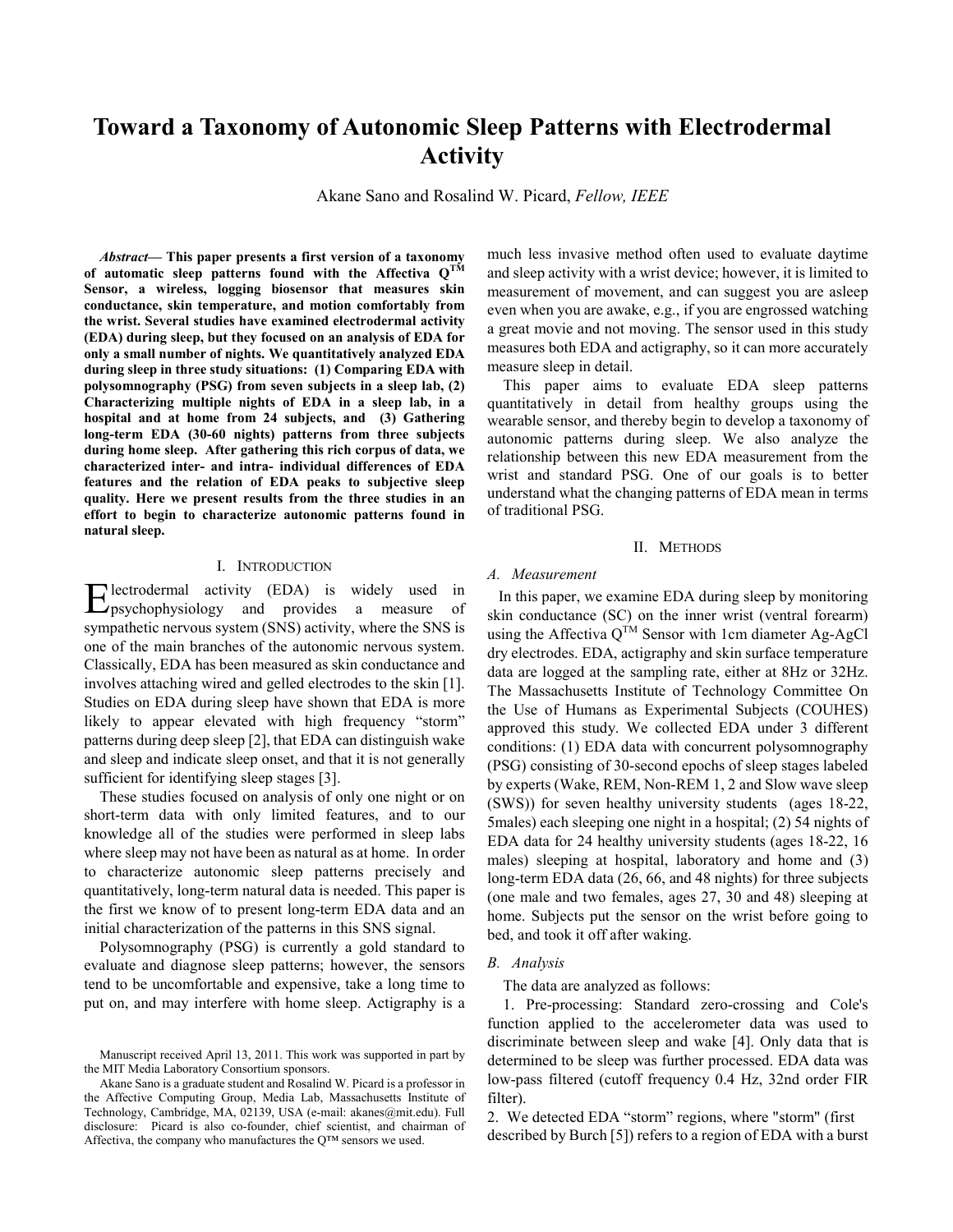# Toward a Taxonomy of Autonomic Sleep Patterns with Electrodermal Activity

Akane Sano and Rosalind W. Picard, *Fellow, IEEE*

***Abstract*— This paper presents a first version of a taxonomy of automatic sleep patterns found with the Affectiva Q$^{TM}$ Sensor, a wireless, logging biosensor that measures skin conductance, skin temperature, and motion comfortably from the wrist. Several studies have examined electrodermal activity (EDA) during sleep, but they focused on an analysis of EDA for only a small number of nights. We quantitatively analyzed EDA during sleep in three study situations: (1) Comparing EDA with polysomnography (PSG) from seven subjects in a sleep lab, (2) Characterizing multiple nights of EDA in a sleep lab, in a hospital and at home from 24 subjects, and (3) Gathering long-term EDA (30-60 nights) patterns from three subjects during home sleep. After gathering this rich corpus of data, we characterized inter- and intra- individual differences of EDA features and the relation of EDA peaks to subjective sleep quality. Here we present results from the three studies in an effort to begin to characterize autonomic patterns found in natural sleep.**

## I. Introduction

Electrodermal activity (EDA) is widely used in psychophysiology and provides a measure of sympathetic nervous system (SNS) activity, where the SNS is one of the main branches of the autonomic nervous system. Classically, EDA has been measured as skin conductance and involves attaching wired and gelled electrodes to the skin [1]. Studies on EDA during sleep have shown that EDA is more likely to appear elevated with high frequency "storm" patterns during deep sleep [2], that EDA can distinguish wake and sleep and indicate sleep onset, and that it is not generally sufficient for identifying sleep stages [3].

These studies focused on analysis of only one night or on short-term data with only limited features, and to our knowledge all of the studies were performed in sleep labs where sleep may not have been as natural as at home. In order to characterize autonomic sleep patterns precisely and quantitatively, long-term natural data is needed. This paper is the first we know of to present long-term EDA data and an initial characterization of the patterns in this SNS signal.

Polysomnography (PSG) is currently a gold standard to evaluate and diagnose sleep patterns; however, the sensors tend to be uncomfortable and expensive, take a long time to put on, and may interfere with home sleep. Actigraphy is a much less invasive method often used to evaluate daytime and sleep activity with a wrist device; however, it is limited to measurement of movement, and can suggest you are asleep even when you are awake, e.g., if you are engrossed watching a great movie and not moving. The sensor used in this study measures both EDA and actigraphy, so it can more accurately measure sleep in detail.

This paper aims to evaluate EDA sleep patterns quantitatively in detail from healthy groups using the wearable sensor, and thereby begin to develop a taxonomy of autonomic patterns during sleep. We also analyze the relationship between this new EDA measurement from the wrist and standard PSG. One of our goals is to better understand what the changing patterns of EDA mean in terms of traditional PSG.

## II. Methods

### *A. Measurement*

In this paper, we examine EDA during sleep by monitoring skin conductance (SC) on the inner wrist (ventral forearm) using the Affectiva Q$^{TM}$ Sensor with 1cm diameter Ag-AgCl dry electrodes. EDA, actigraphy and skin surface temperature data are logged at the sampling rate, either at 8Hz or 32Hz. The Massachusetts Institute of Technology Committee On the Use of Humans as Experimental Subjects (COUHES) approved this study. We collected EDA under 3 different conditions: (1) EDA data with concurrent polysomnography (PSG) consisting of 30-second epochs of sleep stages labeled by experts (Wake, REM, Non-REM 1, 2 and Slow wave sleep (SWS)) for seven healthy university students (ages 18-22, 5males) each sleeping one night in a hospital; (2) 54 nights of EDA data for 24 healthy university students (ages 18-22, 16 males) sleeping at hospital, laboratory and home and (3) long-term EDA data (26, 66, and 48 nights) for three subjects (one male and two females, ages 27, 30 and 48) sleeping at home. Subjects put the sensor on the wrist before going to bed, and took it off after waking.

### *B. Analysis*

The data are analyzed as follows:

1. Pre-processing: Standard zero-crossing and Cole's function applied to the accelerometer data was used to discriminate between sleep and wake [4]. Only data that is determined to be sleep was further processed. EDA data was low-pass filtered (cutoff frequency 0.4 Hz, 32nd order FIR filter).

2. We detected EDA "storm" regions, where "storm" (first described by Burch [5]) refers to a region of EDA with a burst

Manuscript received April 13, 2011. This work was supported in part by the MIT Media Laboratory Consortium sponsors.

Akane Sano is a graduate student and Rosalind W. Picard is a professor in the Affective Computing Group, Media Lab, Massachusetts Institute of Technology, Cambridge, MA, 02139, USA (e-mail: akanes@mit.edu). Full disclosure: Picard is also co-founder, chief scientist, and chairman of Affectiva, the company who manufactures the Q™ sensors we used.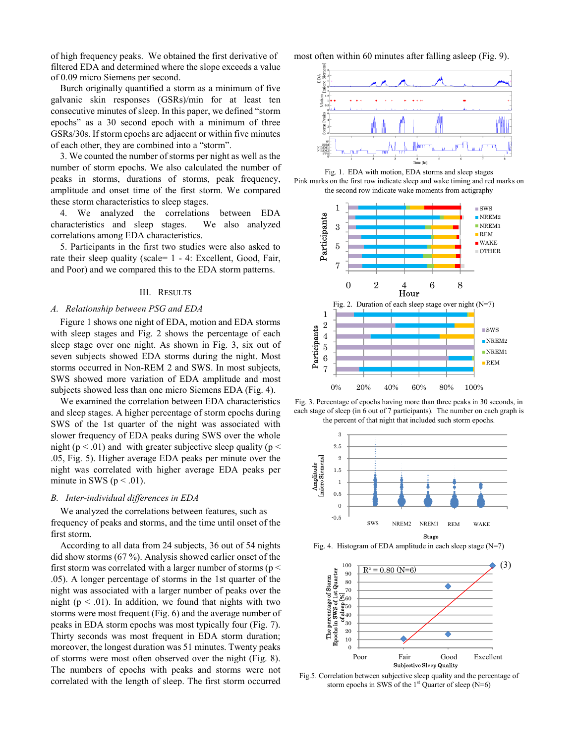of high frequency peaks. We obtained the first derivative of filtered EDA and determined where the slope exceeds a value of 0.09 micro Siemens per second.

Burch originally quantified a storm as a minimum of five galvanic skin responses (GSRs)/min for at least ten consecutive minutes of sleep. In this paper, we defined "storm epochs" as a 30 second epoch with a minimum of three GSRs/30s. If storm epochs are adjacent or within five minutes of each other, they are combined into a "storm".

3. We counted the number of storms per night as well as the number of storm epochs. We also calculated the number of peaks in storms, durations of storms, peak frequency, amplitude and onset time of the first storm. We compared these storm characteristics to sleep stages.

4. We analyzed the correlations between EDA characteristics and sleep stages. We also analyzed correlations among EDA characteristics.

5. Participants in the first two studies were also asked to rate their sleep quality (scale= 1 - 4: Excellent, Good, Fair, and Poor) and we compared this to the EDA storm patterns.

## III. Results

### A. Relationship between PSG and EDA

Figure 1 shows one night of EDA, motion and EDA storms with sleep stages and Fig. 2 shows the percentage of each sleep stage over one night. As shown in Fig. 3, six out of seven subjects showed EDA storms during the night. Most storms occurred in Non-REM 2 and SWS. In most subjects, SWS showed more variation of EDA amplitude and most subjects showed less than one micro Siemens EDA (Fig. 4).

We examined the correlation between EDA characteristics and sleep stages. A higher percentage of storm epochs during SWS of the 1st quarter of the night was associated with slower frequency of EDA peaks during SWS over the whole night ($p < .01$) and with greater subjective sleep quality ($p < .05$, Fig. 5). Higher average EDA peaks per minute over the night was correlated with higher average EDA peaks per minute in SWS ($p < .01$).

### B. Inter-individual differences in EDA

We analyzed the correlations between features, such as frequency of peaks and storms, and the time until onset of the first storm.

According to all data from 24 subjects, 36 out of 54 nights did show storms (67 %). Analysis showed earlier onset of the first storm was correlated with a larger number of storms ($p < .05$). A longer percentage of storms in the 1st quarter of the night was associated with a larger number of peaks over the night ($p < .01$). In addition, we found that nights with two storms were most frequent (Fig. 6) and the average number of peaks in EDA storm epochs was most typically four (Fig. 7). Thirty seconds was most frequent in EDA storm duration; moreover, the longest duration was 51 minutes. Twenty peaks of storms were most often observed over the night (Fig. 8). The numbers of epochs with peaks and storms were not correlated with the length of sleep. The first storm occurred most often within 60 minutes after falling asleep (Fig. 9).

Fig. 1. EDA with motion, EDA storms and sleep stages
Pink marks on the first row indicate sleep and wake timing and red marks on the second row indicate wake moments from actigraphy

Fig. 2. Duration of each sleep stage over night (N=7)

Fig. 3. Percentage of epochs having more than three peaks in 30 seconds, in each stage of sleep (in 6 out of 7 participants). The number on each graph is the percent of that night that included such storm epochs.

Fig. 4. Histogram of EDA amplitude in each sleep stage (N=7)

Fig.5. Correlation between subjective sleep quality and the percentage of storm epochs in SWS of the 1st Quarter of sleep (N=6)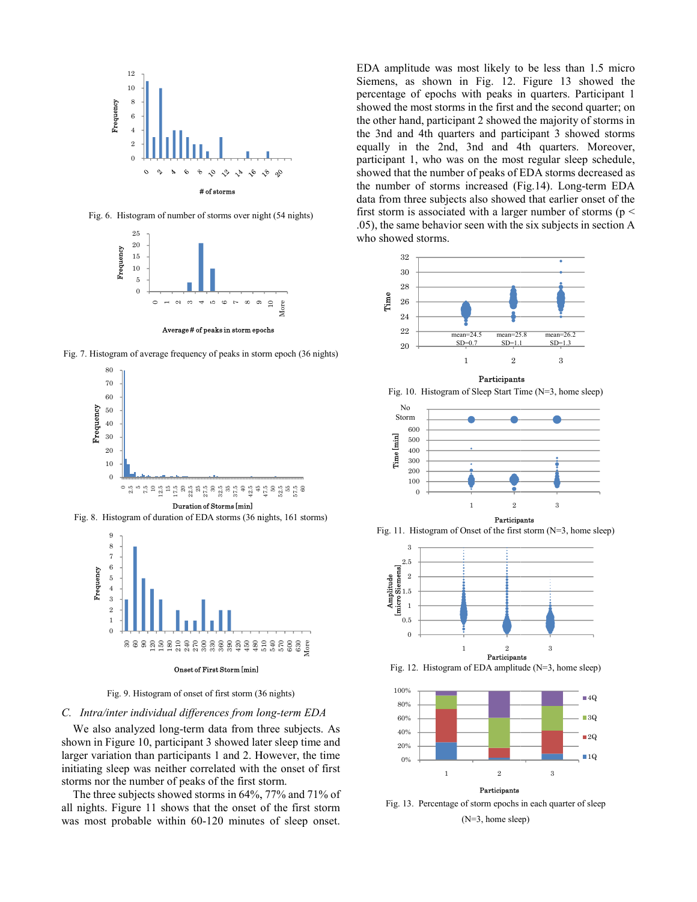Fig. 6. Histogram of number of storms over night (54 nights)

Fig. 7. Histogram of average frequency of peaks in storm epoch (36 nights)

Fig. 8. Histogram of duration of EDA storms (36 nights, 161 storms)

Fig. 9. Histogram of onset of first storm (36 nights)

### C. *Intra/inter individual differences from long-term EDA*

We also analyzed long-term data from three subjects. As shown in Figure 10, participant 3 showed later sleep time and larger variation than participants 1 and 2. However, the time initiating sleep was neither correlated with the onset of first storms nor the number of peaks of the first storm.

The three subjects showed storms in 64%, 77% and 71% of all nights. Figure 11 shows that the onset of the first storm was most probable within 60-120 minutes of sleep onset. EDA amplitude was most likely to be less than 1.5 micro Siemens, as shown in Fig. 12. Figure 13 showed the percentage of epochs with peaks in quarters. Participant 1 showed the most storms in the first and the second quarter; on the other hand, participant 2 showed the majority of storms in the 3nd and 4th quarters and participant 3 showed storms equally in the 2nd, 3nd and 4th quarters. Moreover, participant 1, who was on the most regular sleep schedule, showed that the number of peaks of EDA storms decreased as the number of storms increased (Fig.14). Long-term EDA data from three subjects also showed that earlier onset of the first storm is associated with a larger number of storms ($p < .05$), the same behavior seen with the six subjects in section A who showed storms.

Fig. 10. Histogram of Sleep Start Time (N=3, home sleep)

Fig. 11. Histogram of Onset of the first storm (N=3, home sleep)

Fig. 12. Histogram of EDA amplitude (N=3, home sleep)

Fig. 13. Percentage of storm epochs in each quarter of sleep (N=3, home sleep)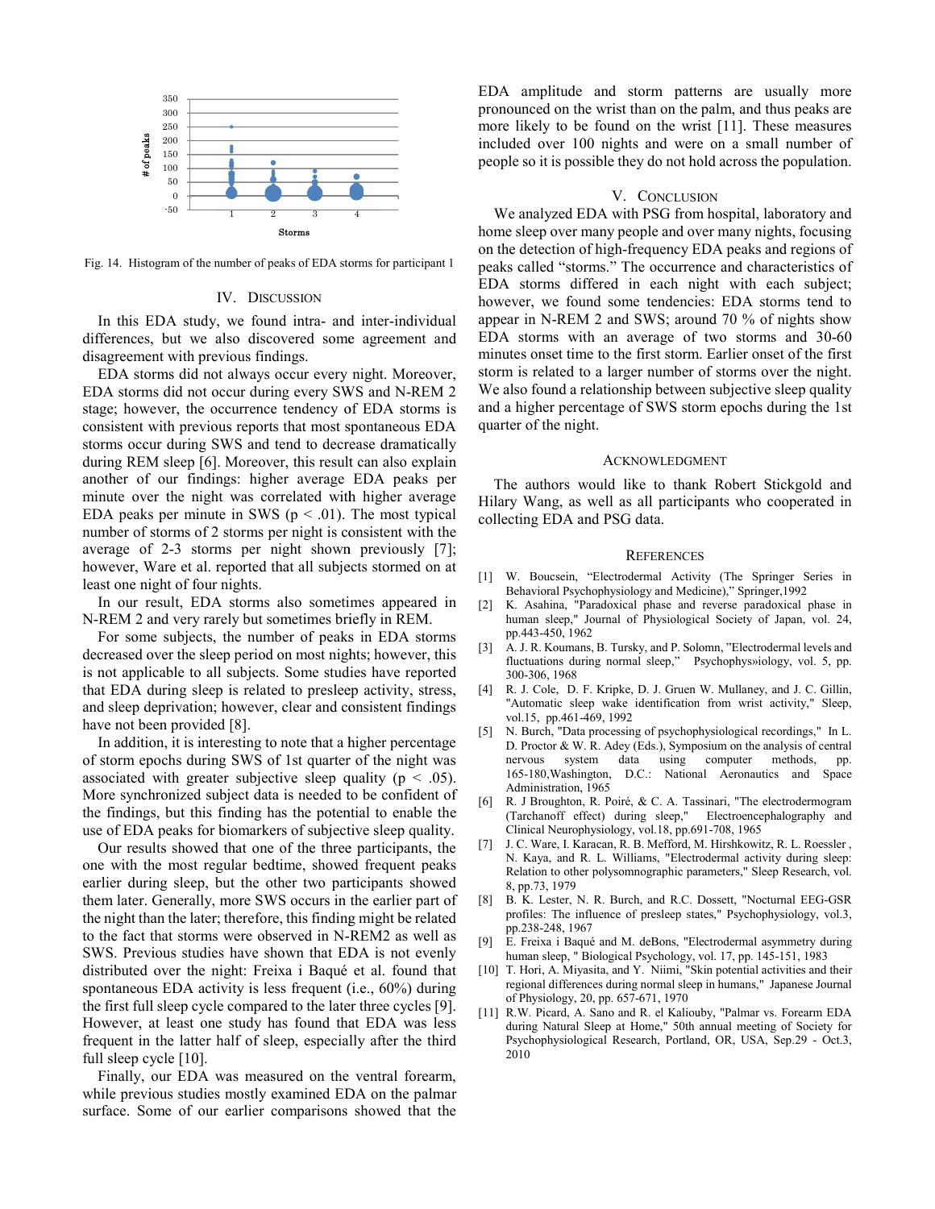350
300
250
200
150
100
50
0
-50

# of peaks

1
2
3
4

Storms

Fig. 14. Histogram of the number of peaks of EDA storms for participant 1

## IV. Discussion

In this EDA study, we found intra- and inter-individual differences, but we also discovered some agreement and disagreement with previous findings.

EDA storms did not always occur every night. Moreover, EDA storms did not occur during every SWS and N-REM 2 stage; however, the occurrence tendency of EDA storms is consistent with previous reports that most spontaneous EDA storms occur during SWS and tend to decrease dramatically during REM sleep [6]. Moreover, this result can also explain another of our findings: higher average EDA peaks per minute over the night was correlated with higher average EDA peaks per minute in SWS ($p < .01$). The most typical number of storms of 2 storms per night is consistent with the average of 2-3 storms per night shown previously [7]; however, Ware et al. reported that all subjects stormed on at least one night of four nights.

In our result, EDA storms also sometimes appeared in N-REM 2 and very rarely but sometimes briefly in REM.

For some subjects, the number of peaks in EDA storms decreased over the sleep period on most nights; however, this is not applicable to all subjects. Some studies have reported that EDA during sleep is related to presleep activity, stress, and sleep deprivation; however, clear and consistent findings have not been provided [8].

In addition, it is interesting to note that a higher percentage of storm epochs during SWS of 1st quarter of the night was associated with greater subjective sleep quality ($p < .05$). More synchronized subject data is needed to be confident of the findings, but this finding has the potential to enable the use of EDA peaks for biomarkers of subjective sleep quality.

Our results showed that one of the three participants, the one with the most regular bedtime, showed frequent peaks earlier during sleep, but the other two participants showed them later. Generally, more SWS occurs in the earlier part of the night than the later; therefore, this finding might be related to the fact that storms were observed in N-REM2 as well as SWS. Previous studies have shown that EDA is not evenly distributed over the night: Freixa i Baqué et al. found that spontaneous EDA activity is less frequent (i.e., 60%) during the first full sleep cycle compared to the later three cycles [9]. However, at least one study has found that EDA was less frequent in the latter half of sleep, especially after the third full sleep cycle [10].

Finally, our EDA was measured on the ventral forearm, while previous studies mostly examined EDA on the palmar surface. Some of our earlier comparisons showed that the EDA amplitude and storm patterns are usually more pronounced on the wrist than on the palm, and thus peaks are more likely to be found on the wrist [11]. These measures included over 100 nights and were on a small number of people so it is possible they do not hold across the population.

## V. Conclusion

We analyzed EDA with PSG from hospital, laboratory and home sleep over many people and over many nights, focusing on the detection of high-frequency EDA peaks and regions of peaks called "storms." The occurrence and characteristics of EDA storms differed in each night with each subject; however, we found some tendencies: EDA storms tend to appear in N-REM 2 and SWS; around 70 % of nights show EDA storms with an average of two storms and 30-60 minutes onset time to the first storm. Earlier onset of the first storm is related to a larger number of storms over the night. We also found a relationship between subjective sleep quality and a higher percentage of SWS storm epochs during the 1st quarter of the night.

## Acknowledgment

The authors would like to thank Robert Stickgold and Hilary Wang, as well as all participants who cooperated in collecting EDA and PSG data.

## References

[1] W. Boucsein, "Electrodermal Activity (The Springer Series in Behavioral Psychophysiology and Medicine)," Springer,1992

[2] K. Asahina, "Paradoxical phase and reverse paradoxical phase in human sleep," Journal of Physiological Society of Japan, vol. 24, pp.443-450, 1962

[3] A. J. R. Koumans, B. Tursky, and P. Solomn, "Electrodermal levels and fluctuations during normal sleep," Psychophys»iology, vol. 5, pp. 300-306, 1968

[4] R. J. Cole, D. F. Kripke, D. J. Gruen W. Mullaney, and J. C. Gillin, "Automatic sleep wake identification from wrist activity," Sleep, vol.15, pp.461-469, 1992

[5] N. Burch, "Data processing of psychophysiological recordings," In L. D. Proctor & W. R. Adey (Eds.), Symposium on the analysis of central nervous system data using computer methods, pp. 165-180,Washington, D.C.: National Aeronautics and Space Administration, 1965

[6] R. J Broughton, R. Poiré, & C. A. Tassinari, "The electrodermogram (Tarchanoff effect) during sleep," Electroencephalography and Clinical Neurophysiology, vol.18, pp.691-708, 1965

[7] J. C. Ware, I. Karacan, R. B. Mefford, M. Hirshkowitz, R. L. Roessler , N. Kaya, and R. L. Williams, "Electrodermal activity during sleep: Relation to other polysomnographic parameters," Sleep Research, vol. 8, pp.73, 1979

[8] B. K. Lester, N. R. Burch, and R.C. Dossett, "Nocturnal EEG-GSR profiles: The influence of presleep states," Psychophysiology, vol.3, pp.238-248, 1967

[9] E. Freixa i Baqué and M. deBons, "Electrodermal asymmetry during human sleep, " Biological Psychology, vol. 17, pp. 145-151, 1983

[10] T. Hori, A. Miyasita, and Y. Niimi, "Skin potential activities and their regional differences during normal sleep in humans," Japanese Journal of Physiology, 20, pp. 657-671, 1970

[11] R.W. Picard, A. Sano and R. el Kaliouby, "Palmar vs. Forearm EDA during Natural Sleep at Home," 50th annual meeting of Society for Psychophysiological Research, Portland, OR, USA, Sep.29 - Oct.3, 2010